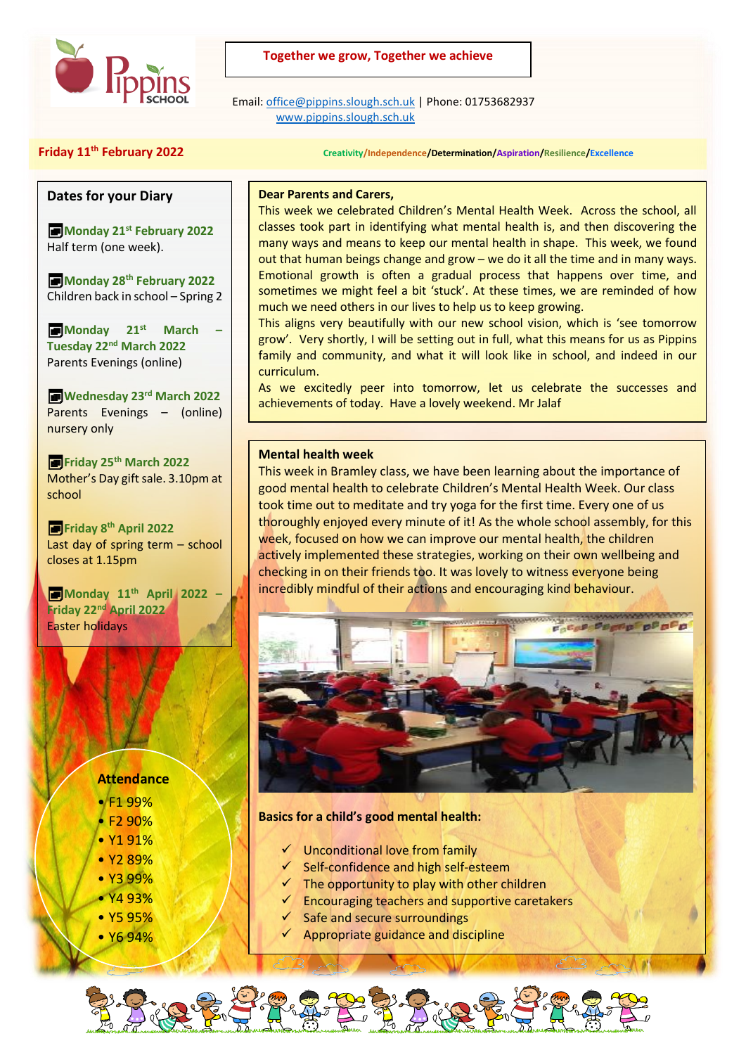**Together we grow, Together we achieve**

Email: office@pippins.slough.sch.uk | Phone: 01753682937
www.pippins.slough.sch.uk

**Friday 11th February 2022**

Creativity/Independence/Determination/Aspiration/Resilience/Excellence

## Dates for your Diary

**Monday 21st February 2022**
Half term (one week).

**Monday 28th February 2022**
Children back in school – Spring 2

**Monday 21st March – Tuesday 22nd March 2022**
Parents Evenings (online)

**Wednesday 23rd March 2022**
Parents Evenings – (online) nursery only

**Friday 25th March 2022**
Mother's Day gift sale. 3.10pm at school

**Friday 8th April 2022**
Last day of spring term – school closes at 1.15pm

**Monday 11th April 2022 – Friday 22nd April 2022**
Easter holidays

**Attendance**

- F1 99%
- F2 90%
- Y1 91%
- Y2 89%
- Y3 99%
- Y4 93%
- Y5 95%
- Y6 94%

**Dear Parents and Carers,**

This week we celebrated Children's Mental Health Week. Across the school, all classes took part in identifying what mental health is, and then discovering the many ways and means to keep our mental health in shape. This week, we found out that human beings change and grow – we do it all the time and in many ways. Emotional growth is often a gradual process that happens over time, and sometimes we might feel a bit 'stuck'. At these times, we are reminded of how much we need others in our lives to help us to keep growing.

This aligns very beautifully with our new school vision, which is 'see tomorrow grow'. Very shortly, I will be setting out in full, what this means for us as Pippins family and community, and what it will look like in school, and indeed in our curriculum.

As we excitedly peer into tomorrow, let us celebrate the successes and achievements of today. Have a lovely weekend. Mr Jalaf

## Mental health week

This week in Bramley class, we have been learning about the importance of good mental health to celebrate Children's Mental Health Week. Our class took time out to meditate and try yoga for the first time. Every one of us thoroughly enjoyed every minute of it! As the whole school assembly, for this week, focused on how we can improve our mental health, the children actively implemented these strategies, working on their own wellbeing and checking in on their friends too. It was lovely to witness everyone being incredibly mindful of their actions and encouraging kind behaviour.

**Basics for a child's good mental health:**

- ✓ Unconditional love from family
- ✓ Self-confidence and high self-esteem
- ✓ The opportunity to play with other children
- ✓ Encouraging teachers and supportive caretakers
- ✓ Safe and secure surroundings
- ✓ Appropriate guidance and discipline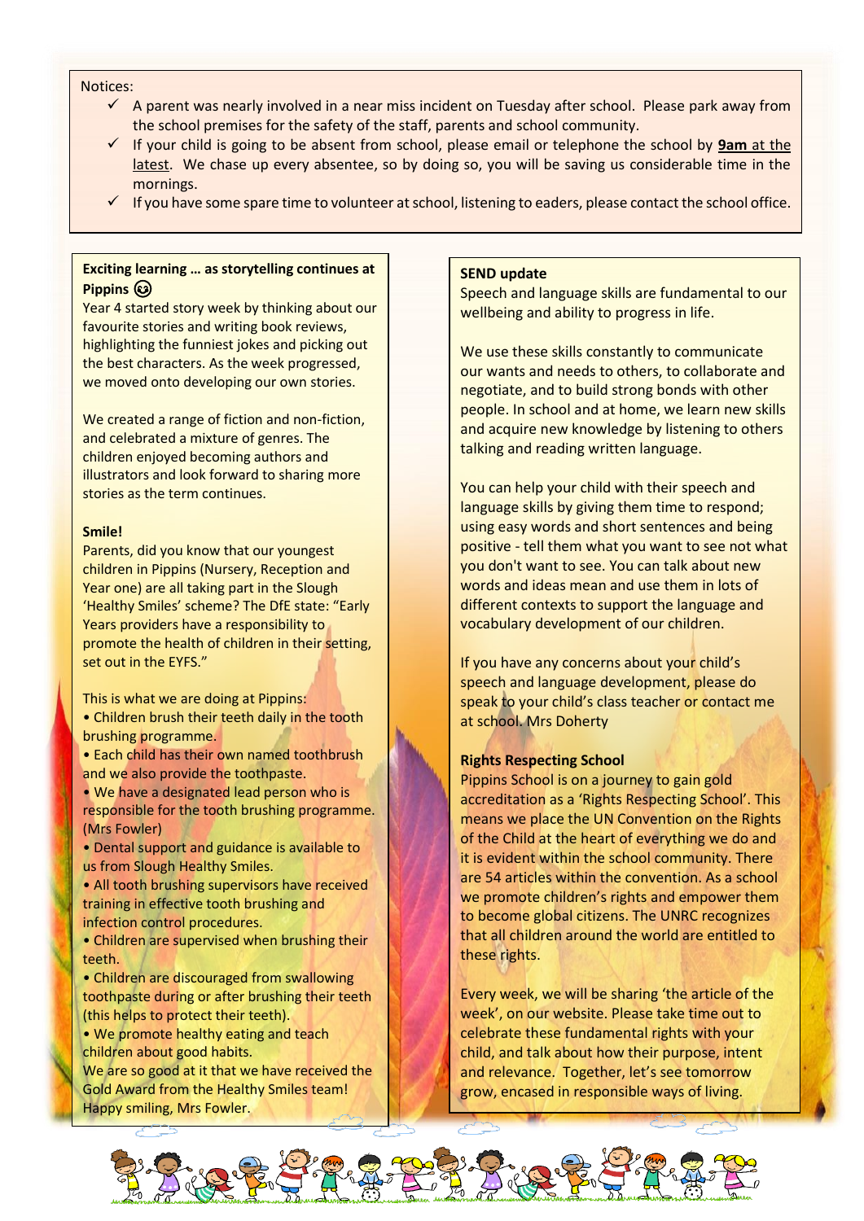Notices:

- ✓ A parent was nearly involved in a near miss incident on Tuesday after school. Please park away from the school premises for the safety of the staff, parents and school community.
- ✓ If your child is going to be absent from school, please email or telephone the school by **9am** at the latest. We chase up every absentee, so by doing so, you will be saving us considerable time in the mornings.
- ✓ If you have some spare time to volunteer at school, listening to eaders, please contact the school office.

**Exciting learning … as storytelling continues at Pippins** ☺

Year 4 started story week by thinking about our favourite stories and writing book reviews, highlighting the funniest jokes and picking out the best characters. As the week progressed, we moved onto developing our own stories.

We created a range of fiction and non-fiction, and celebrated a mixture of genres. The children enjoyed becoming authors and illustrators and look forward to sharing more stories as the term continues.

**Smile!**

Parents, did you know that our youngest children in Pippins (Nursery, Reception and Year one) are all taking part in the Slough 'Healthy Smiles' scheme? The DfE state: "Early Years providers have a responsibility to promote the health of children in their setting, set out in the EYFS."

This is what we are doing at Pippins:

- Children brush their teeth daily in the tooth brushing programme.
- Each child has their own named toothbrush and we also provide the toothpaste.
- We have a designated lead person who is responsible for the tooth brushing programme. (Mrs Fowler)
- Dental support and guidance is available to us from Slough Healthy Smiles.
- All tooth brushing supervisors have received training in effective tooth brushing and infection control procedures.
- Children are supervised when brushing their teeth.
- Children are discouraged from swallowing toothpaste during or after brushing their teeth (this helps to protect their teeth).
- We promote healthy eating and teach children about good habits.

We are so good at it that we have received the Gold Award from the Healthy Smiles team!
Happy smiling, Mrs Fowler.

**SEND update**

Speech and language skills are fundamental to our wellbeing and ability to progress in life.

We use these skills constantly to communicate our wants and needs to others, to collaborate and negotiate, and to build strong bonds with other people. In school and at home, we learn new skills and acquire new knowledge by listening to others talking and reading written language.

You can help your child with their speech and language skills by giving them time to respond; using easy words and short sentences and being positive - tell them what you want to see not what you don't want to see. You can talk about new words and ideas mean and use them in lots of different contexts to support the language and vocabulary development of our children.

If you have any concerns about your child's speech and language development, please do speak to your child's class teacher or contact me at school. Mrs Doherty

**Rights Respecting School**

Pippins School is on a journey to gain gold accreditation as a 'Rights Respecting School'. This means we place the UN Convention on the Rights of the Child at the heart of everything we do and it is evident within the school community. There are 54 articles within the convention. As a school we promote children's rights and empower them to become global citizens. The UNRC recognizes that all children around the world are entitled to these rights.

Every week, we will be sharing 'the article of the week', on our website. Please take time out to celebrate these fundamental rights with your child, and talk about how their purpose, intent and relevance. Together, let's see tomorrow grow, encased in responsible ways of living.